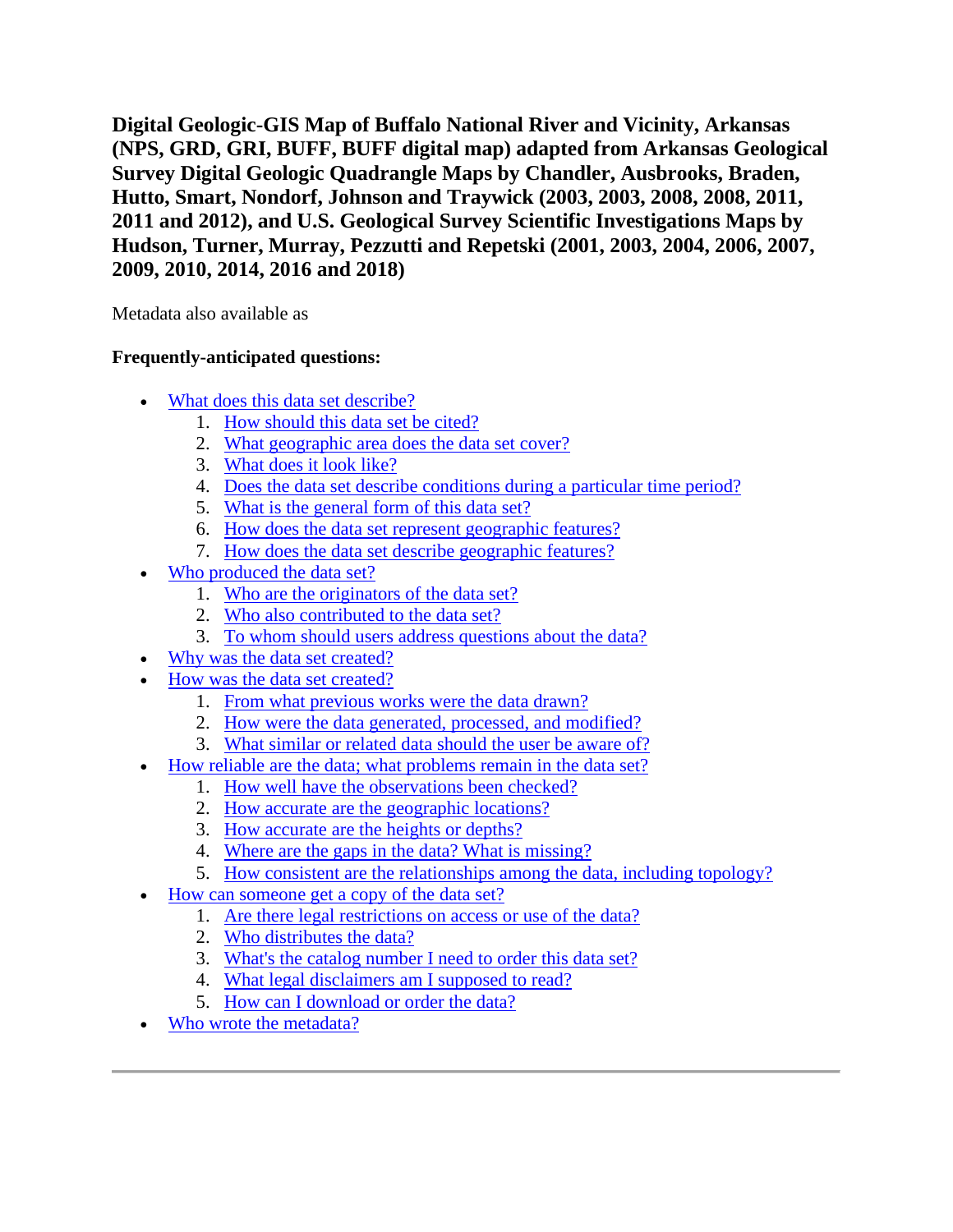# Digital Geologic-GIS Map of Buffalo National River and Vicinity, Arkansas (NPS, GRD, GRI, BUFF, BUFF digital map) adapted from Arkansas Geological Survey Digital Geologic Quadrangle Maps by Chandler, Ausbrooks, Braden, Hutto, Smart, Nondorf, Johnson and Traywick (2003, 2003, 2008, 2008, 2011, 2011 and 2012), and U.S. Geological Survey Scientific Investigations Maps by Hudson, Turner, Murray, Pezzutti and Repetski (2001, 2003, 2004, 2006, 2007, 2009, 2010, 2014, 2016 and 2018)

Metadata also available as

**Frequently-anticipated questions:**

- What does this data set describe?
  1. How should this data set be cited?
  2. What geographic area does the data set cover?
  3. What does it look like?
  4. Does the data set describe conditions during a particular time period?
  5. What is the general form of this data set?
  6. How does the data set represent geographic features?
  7. How does the data set describe geographic features?
- Who produced the data set?
  1. Who are the originators of the data set?
  2. Who also contributed to the data set?
  3. To whom should users address questions about the data?
- Why was the data set created?
- How was the data set created?
  1. From what previous works were the data drawn?
  2. How were the data generated, processed, and modified?
  3. What similar or related data should the user be aware of?
- How reliable are the data; what problems remain in the data set?
  1. How well have the observations been checked?
  2. How accurate are the geographic locations?
  3. How accurate are the heights or depths?
  4. Where are the gaps in the data? What is missing?
  5. How consistent are the relationships among the data, including topology?
- How can someone get a copy of the data set?
  1. Are there legal restrictions on access or use of the data?
  2. Who distributes the data?
  3. What's the catalog number I need to order this data set?
  4. What legal disclaimers am I supposed to read?
  5. How can I download or order the data?
- Who wrote the metadata?

---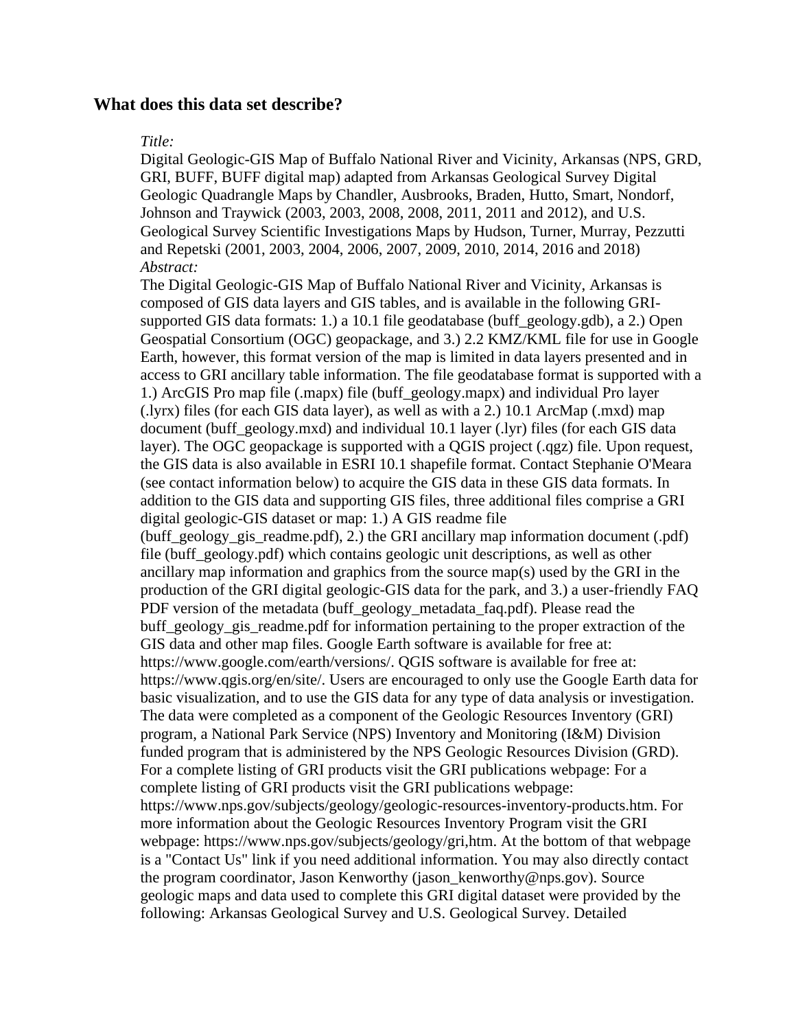## What does this data set describe?

*Title:*

Digital Geologic-GIS Map of Buffalo National River and Vicinity, Arkansas (NPS, GRD, GRI, BUFF, BUFF digital map) adapted from Arkansas Geological Survey Digital Geologic Quadrangle Maps by Chandler, Ausbrooks, Braden, Hutto, Smart, Nondorf, Johnson and Traywick (2003, 2003, 2008, 2008, 2011, 2011 and 2012), and U.S. Geological Survey Scientific Investigations Maps by Hudson, Turner, Murray, Pezzutti and Repetski (2001, 2003, 2004, 2006, 2007, 2009, 2010, 2014, 2016 and 2018)

*Abstract:*

The Digital Geologic-GIS Map of Buffalo National River and Vicinity, Arkansas is composed of GIS data layers and GIS tables, and is available in the following GRI-supported GIS data formats: 1.) a 10.1 file geodatabase (buff_geology.gdb), a 2.) Open Geospatial Consortium (OGC) geopackage, and 3.) 2.2 KMZ/KML file for use in Google Earth, however, this format version of the map is limited in data layers presented and in access to GRI ancillary table information. The file geodatabase format is supported with a 1.) ArcGIS Pro map file (.mapx) file (buff_geology.mapx) and individual Pro layer (.lyrx) files (for each GIS data layer), as well as with a 2.) 10.1 ArcMap (.mxd) map document (buff_geology.mxd) and individual 10.1 layer (.lyr) files (for each GIS data layer). The OGC geopackage is supported with a QGIS project (.qgz) file. Upon request, the GIS data is also available in ESRI 10.1 shapefile format. Contact Stephanie O'Meara (see contact information below) to acquire the GIS data in these GIS data formats. In addition to the GIS data and supporting GIS files, three additional files comprise a GRI digital geologic-GIS dataset or map: 1.) A GIS readme file (buff_geology_gis_readme.pdf), 2.) the GRI ancillary map information document (.pdf) file (buff_geology.pdf) which contains geologic unit descriptions, as well as other ancillary map information and graphics from the source map(s) used by the GRI in the production of the GRI digital geologic-GIS data for the park, and 3.) a user-friendly FAQ PDF version of the metadata (buff_geology_metadata_faq.pdf). Please read the buff_geology_gis_readme.pdf for information pertaining to the proper extraction of the GIS data and other map files. Google Earth software is available for free at: https://www.google.com/earth/versions/. QGIS software is available for free at: https://www.qgis.org/en/site/. Users are encouraged to only use the Google Earth data for basic visualization, and to use the GIS data for any type of data analysis or investigation. The data were completed as a component of the Geologic Resources Inventory (GRI) program, a National Park Service (NPS) Inventory and Monitoring (I&M) Division funded program that is administered by the NPS Geologic Resources Division (GRD). For a complete listing of GRI products visit the GRI publications webpage: For a complete listing of GRI products visit the GRI publications webpage: https://www.nps.gov/subjects/geology/geologic-resources-inventory-products.htm. For more information about the Geologic Resources Inventory Program visit the GRI webpage: https://www.nps.gov/subjects/geology/gri,htm. At the bottom of that webpage is a "Contact Us" link if you need additional information. You may also directly contact the program coordinator, Jason Kenworthy (jason_kenworthy@nps.gov). Source geologic maps and data used to complete this GRI digital dataset were provided by the following: Arkansas Geological Survey and U.S. Geological Survey. Detailed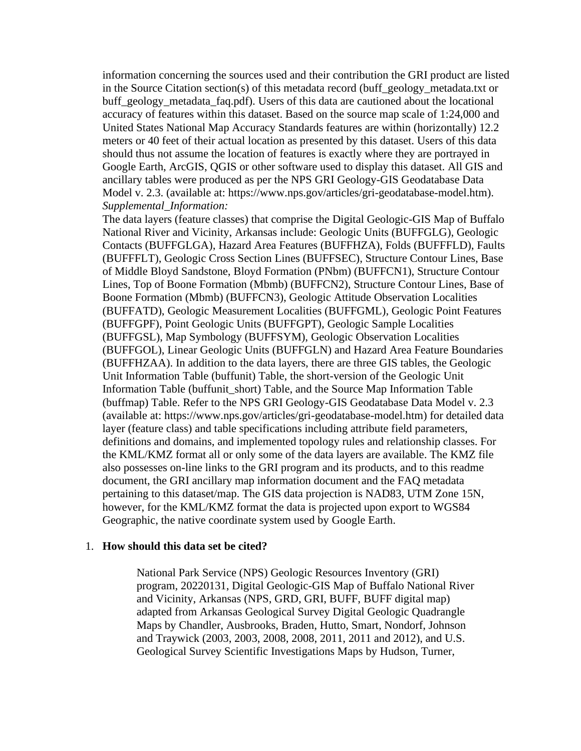information concerning the sources used and their contribution the GRI product are listed in the Source Citation section(s) of this metadata record (buff_geology_metadata.txt or buff_geology_metadata_faq.pdf). Users of this data are cautioned about the locational accuracy of features within this dataset. Based on the source map scale of 1:24,000 and United States National Map Accuracy Standards features are within (horizontally) 12.2 meters or 40 feet of their actual location as presented by this dataset. Users of this data should thus not assume the location of features is exactly where they are portrayed in Google Earth, ArcGIS, QGIS or other software used to display this dataset. All GIS and ancillary tables were produced as per the NPS GRI Geology-GIS Geodatabase Data Model v. 2.3. (available at: https://www.nps.gov/articles/gri-geodatabase-model.htm).

*Supplemental_Information:*

The data layers (feature classes) that comprise the Digital Geologic-GIS Map of Buffalo National River and Vicinity, Arkansas include: Geologic Units (BUFFGLG), Geologic Contacts (BUFFGLGA), Hazard Area Features (BUFFHZA), Folds (BUFFFLD), Faults (BUFFFLT), Geologic Cross Section Lines (BUFFSEC), Structure Contour Lines, Base of Middle Bloyd Sandstone, Bloyd Formation (PNbm) (BUFFCN1), Structure Contour Lines, Top of Boone Formation (Mbmb) (BUFFCN2), Structure Contour Lines, Base of Boone Formation (Mbmb) (BUFFCN3), Geologic Attitude Observation Localities (BUFFATD), Geologic Measurement Localities (BUFFGML), Geologic Point Features (BUFFGPF), Point Geologic Units (BUFFGPT), Geologic Sample Localities (BUFFGSL), Map Symbology (BUFFSYM), Geologic Observation Localities (BUFFGOL), Linear Geologic Units (BUFFGLN) and Hazard Area Feature Boundaries (BUFFHZAA). In addition to the data layers, there are three GIS tables, the Geologic Unit Information Table (buffunit) Table, the short-version of the Geologic Unit Information Table (buffunit_short) Table, and the Source Map Information Table (buffmap) Table. Refer to the NPS GRI Geology-GIS Geodatabase Data Model v. 2.3 (available at: https://www.nps.gov/articles/gri-geodatabase-model.htm) for detailed data layer (feature class) and table specifications including attribute field parameters, definitions and domains, and implemented topology rules and relationship classes. For the KML/KMZ format all or only some of the data layers are available. The KMZ file also possesses on-line links to the GRI program and its products, and to this readme document, the GRI ancillary map information document and the FAQ metadata pertaining to this dataset/map. The GIS data projection is NAD83, UTM Zone 15N, however, for the KML/KMZ format the data is projected upon export to WGS84 Geographic, the native coordinate system used by Google Earth.

1. **How should this data set be cited?**

   National Park Service (NPS) Geologic Resources Inventory (GRI) program, 20220131, Digital Geologic-GIS Map of Buffalo National River and Vicinity, Arkansas (NPS, GRD, GRI, BUFF, BUFF digital map) adapted from Arkansas Geological Survey Digital Geologic Quadrangle Maps by Chandler, Ausbrooks, Braden, Hutto, Smart, Nondorf, Johnson and Traywick (2003, 2003, 2008, 2008, 2011, 2011 and 2012), and U.S. Geological Survey Scientific Investigations Maps by Hudson, Turner,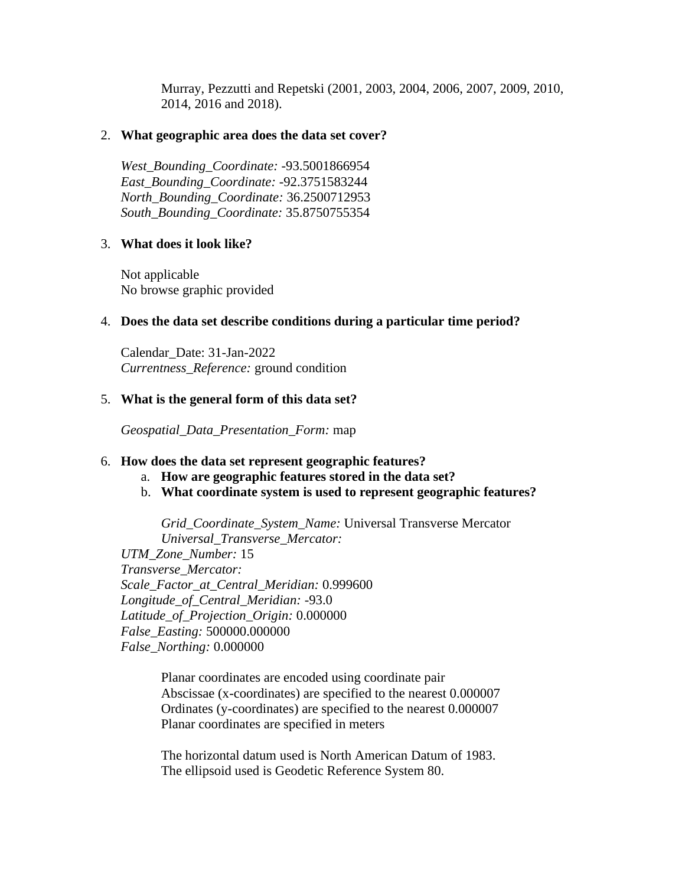Murray, Pezzutti and Repetski (2001, 2003, 2004, 2006, 2007, 2009, 2010, 2014, 2016 and 2018).

2. **What geographic area does the data set cover?**

   *West_Bounding_Coordinate:* -93.5001866954
   *East_Bounding_Coordinate:* -92.3751583244
   *North_Bounding_Coordinate:* 36.2500712953
   *South_Bounding_Coordinate:* 35.8750755354

3. **What does it look like?**

   Not applicable
   No browse graphic provided

4. **Does the data set describe conditions during a particular time period?**

   Calendar_Date: 31-Jan-2022
   *Currentness_Reference:* ground condition

5. **What is the general form of this data set?**

   *Geospatial_Data_Presentation_Form:* map

6. **How does the data set represent geographic features?**
   a. **How are geographic features stored in the data set?**
   b. **What coordinate system is used to represent geographic features?**

      *Grid_Coordinate_System_Name:* Universal Transverse Mercator
      *Universal_Transverse_Mercator:*
   *UTM_Zone_Number:* 15
   *Transverse_Mercator:*
   *Scale_Factor_at_Central_Meridian:* 0.999600
   *Longitude_of_Central_Meridian:* -93.0
   *Latitude_of_Projection_Origin:* 0.000000
   *False_Easting:* 500000.000000
   *False_Northing:* 0.000000

      Planar coordinates are encoded using coordinate pair
      Abscissae (x-coordinates) are specified to the nearest 0.000007
      Ordinates (y-coordinates) are specified to the nearest 0.000007
      Planar coordinates are specified in meters

      The horizontal datum used is North American Datum of 1983.
      The ellipsoid used is Geodetic Reference System 80.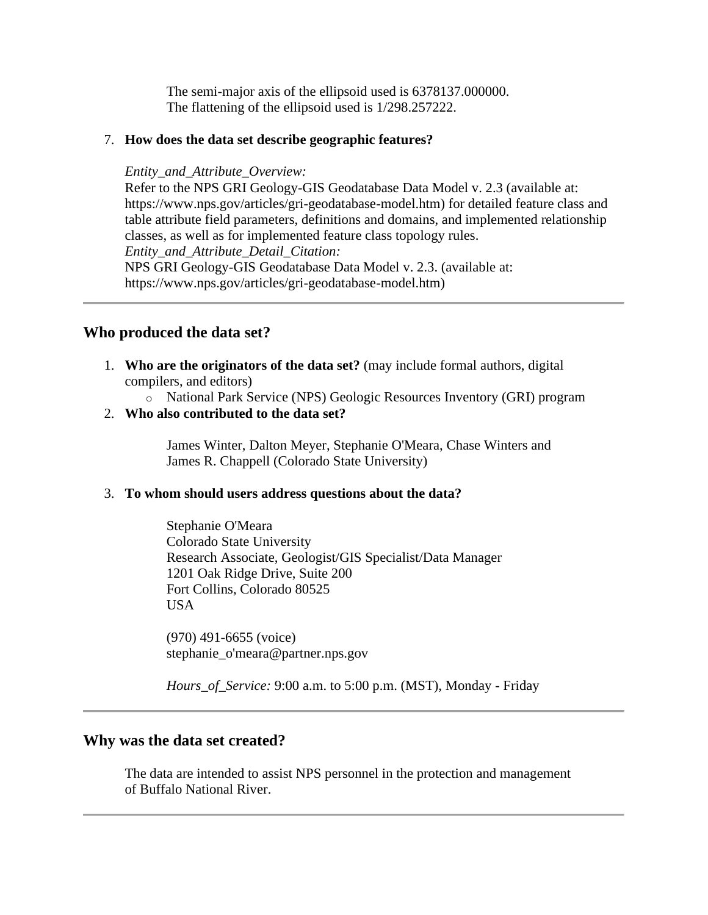The semi-major axis of the ellipsoid used is 6378137.000000.
The flattening of the ellipsoid used is 1/298.257222.

7. **How does the data set describe geographic features?**

   *Entity_and_Attribute_Overview:*
   Refer to the NPS GRI Geology-GIS Geodatabase Data Model v. 2.3 (available at: https://www.nps.gov/articles/gri-geodatabase-model.htm) for detailed feature class and table attribute field parameters, definitions and domains, and implemented relationship classes, as well as for implemented feature class topology rules.
   *Entity_and_Attribute_Detail_Citation:*
   NPS GRI Geology-GIS Geodatabase Data Model v. 2.3. (available at: https://www.nps.gov/articles/gri-geodatabase-model.htm)

---

## Who produced the data set?

1. **Who are the originators of the data set?** (may include formal authors, digital compilers, and editors)
   - National Park Service (NPS) Geologic Resources Inventory (GRI) program
2. **Who also contributed to the data set?**

   James Winter, Dalton Meyer, Stephanie O'Meara, Chase Winters and James R. Chappell (Colorado State University)

3. **To whom should users address questions about the data?**

   Stephanie O'Meara
   Colorado State University
   Research Associate, Geologist/GIS Specialist/Data Manager
   1201 Oak Ridge Drive, Suite 200
   Fort Collins, Colorado 80525
   USA

   (970) 491-6655 (voice)
   stephanie_o'meara@partner.nps.gov

   *Hours_of_Service:* 9:00 a.m. to 5:00 p.m. (MST), Monday - Friday

---

## Why was the data set created?

The data are intended to assist NPS personnel in the protection and management of Buffalo National River.

---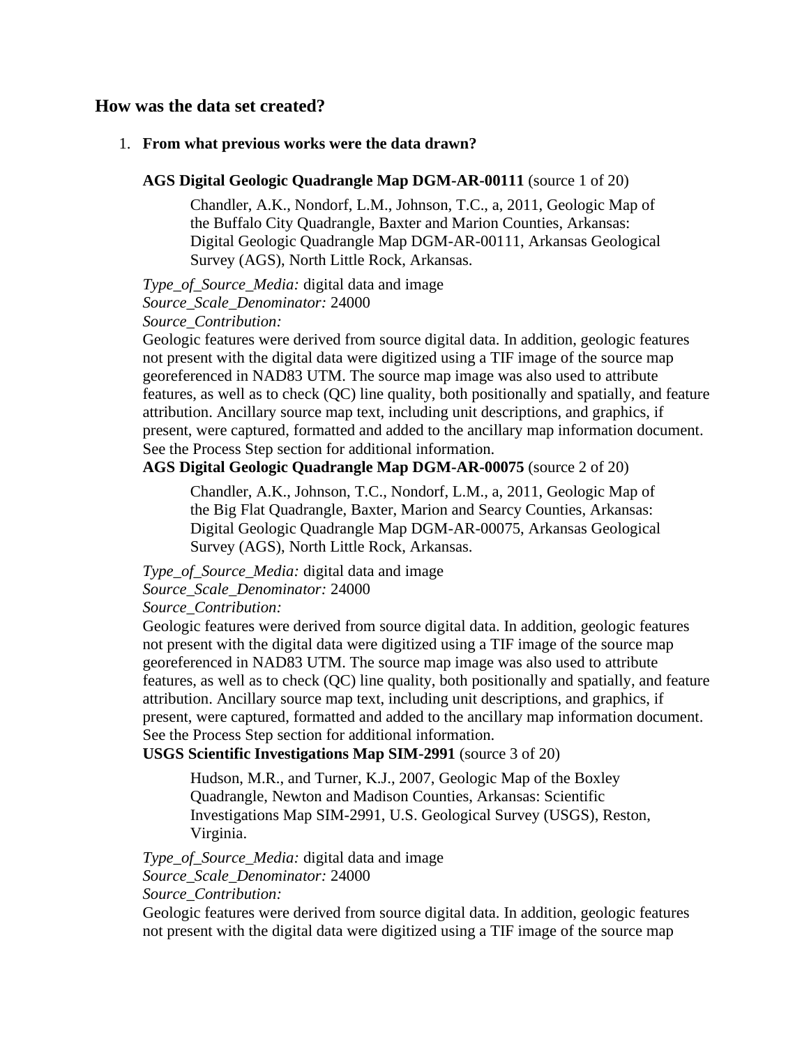## How was the data set created?

1. **From what previous works were the data drawn?**

   **AGS Digital Geologic Quadrangle Map DGM-AR-00111** (source 1 of 20)

   > Chandler, A.K., Nondorf, L.M., Johnson, T.C., a, 2011, Geologic Map of the Buffalo City Quadrangle, Baxter and Marion Counties, Arkansas: Digital Geologic Quadrangle Map DGM-AR-00111, Arkansas Geological Survey (AGS), North Little Rock, Arkansas.

   *Type_of_Source_Media:* digital data and image
   *Source_Scale_Denominator:* 24000
   *Source_Contribution:*
   Geologic features were derived from source digital data. In addition, geologic features not present with the digital data were digitized using a TIF image of the source map georeferenced in NAD83 UTM. The source map image was also used to attribute features, as well as to check (QC) line quality, both positionally and spatially, and feature attribution. Ancillary source map text, including unit descriptions, and graphics, if present, were captured, formatted and added to the ancillary map information document. See the Process Step section for additional information.

   **AGS Digital Geologic Quadrangle Map DGM-AR-00075** (source 2 of 20)

   > Chandler, A.K., Johnson, T.C., Nondorf, L.M., a, 2011, Geologic Map of the Big Flat Quadrangle, Baxter, Marion and Searcy Counties, Arkansas: Digital Geologic Quadrangle Map DGM-AR-00075, Arkansas Geological Survey (AGS), North Little Rock, Arkansas.

   *Type_of_Source_Media:* digital data and image
   *Source_Scale_Denominator:* 24000
   *Source_Contribution:*
   Geologic features were derived from source digital data. In addition, geologic features not present with the digital data were digitized using a TIF image of the source map georeferenced in NAD83 UTM. The source map image was also used to attribute features, as well as to check (QC) line quality, both positionally and spatially, and feature attribution. Ancillary source map text, including unit descriptions, and graphics, if present, were captured, formatted and added to the ancillary map information document. See the Process Step section for additional information.

   **USGS Scientific Investigations Map SIM-2991** (source 3 of 20)

   > Hudson, M.R., and Turner, K.J., 2007, Geologic Map of the Boxley Quadrangle, Newton and Madison Counties, Arkansas: Scientific Investigations Map SIM-2991, U.S. Geological Survey (USGS), Reston, Virginia.

   *Type_of_Source_Media:* digital data and image
   *Source_Scale_Denominator:* 24000
   *Source_Contribution:*
   Geologic features were derived from source digital data. In addition, geologic features not present with the digital data were digitized using a TIF image of the source map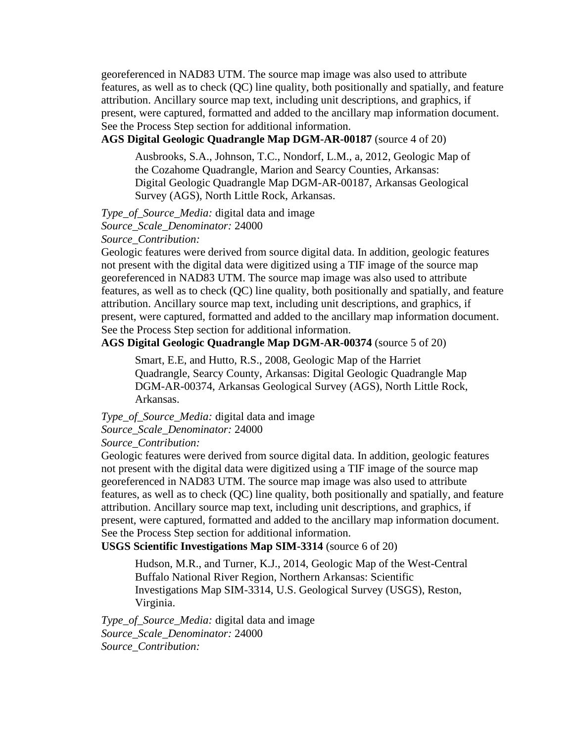georeferenced in NAD83 UTM. The source map image was also used to attribute features, as well as to check (QC) line quality, both positionally and spatially, and feature attribution. Ancillary source map text, including unit descriptions, and graphics, if present, were captured, formatted and added to the ancillary map information document. See the Process Step section for additional information.

**AGS Digital Geologic Quadrangle Map DGM-AR-00187** (source 4 of 20)

> Ausbrooks, S.A., Johnson, T.C., Nondorf, L.M., a, 2012, Geologic Map of the Cozahome Quadrangle, Marion and Searcy Counties, Arkansas: Digital Geologic Quadrangle Map DGM-AR-00187, Arkansas Geological Survey (AGS), North Little Rock, Arkansas.

*Type_of_Source_Media:* digital data and image
*Source_Scale_Denominator:* 24000
*Source_Contribution:*
Geologic features were derived from source digital data. In addition, geologic features not present with the digital data were digitized using a TIF image of the source map georeferenced in NAD83 UTM. The source map image was also used to attribute features, as well as to check (QC) line quality, both positionally and spatially, and feature attribution. Ancillary source map text, including unit descriptions, and graphics, if present, were captured, formatted and added to the ancillary map information document. See the Process Step section for additional information.

**AGS Digital Geologic Quadrangle Map DGM-AR-00374** (source 5 of 20)

> Smart, E.E, and Hutto, R.S., 2008, Geologic Map of the Harriet Quadrangle, Searcy County, Arkansas: Digital Geologic Quadrangle Map DGM-AR-00374, Arkansas Geological Survey (AGS), North Little Rock, Arkansas.

*Type_of_Source_Media:* digital data and image
*Source_Scale_Denominator:* 24000
*Source_Contribution:*
Geologic features were derived from source digital data. In addition, geologic features not present with the digital data were digitized using a TIF image of the source map georeferenced in NAD83 UTM. The source map image was also used to attribute features, as well as to check (QC) line quality, both positionally and spatially, and feature attribution. Ancillary source map text, including unit descriptions, and graphics, if present, were captured, formatted and added to the ancillary map information document. See the Process Step section for additional information.

**USGS Scientific Investigations Map SIM-3314** (source 6 of 20)

> Hudson, M.R., and Turner, K.J., 2014, Geologic Map of the West-Central Buffalo National River Region, Northern Arkansas: Scientific Investigations Map SIM-3314, U.S. Geological Survey (USGS), Reston, Virginia.

*Type_of_Source_Media:* digital data and image
*Source_Scale_Denominator:* 24000
*Source_Contribution:*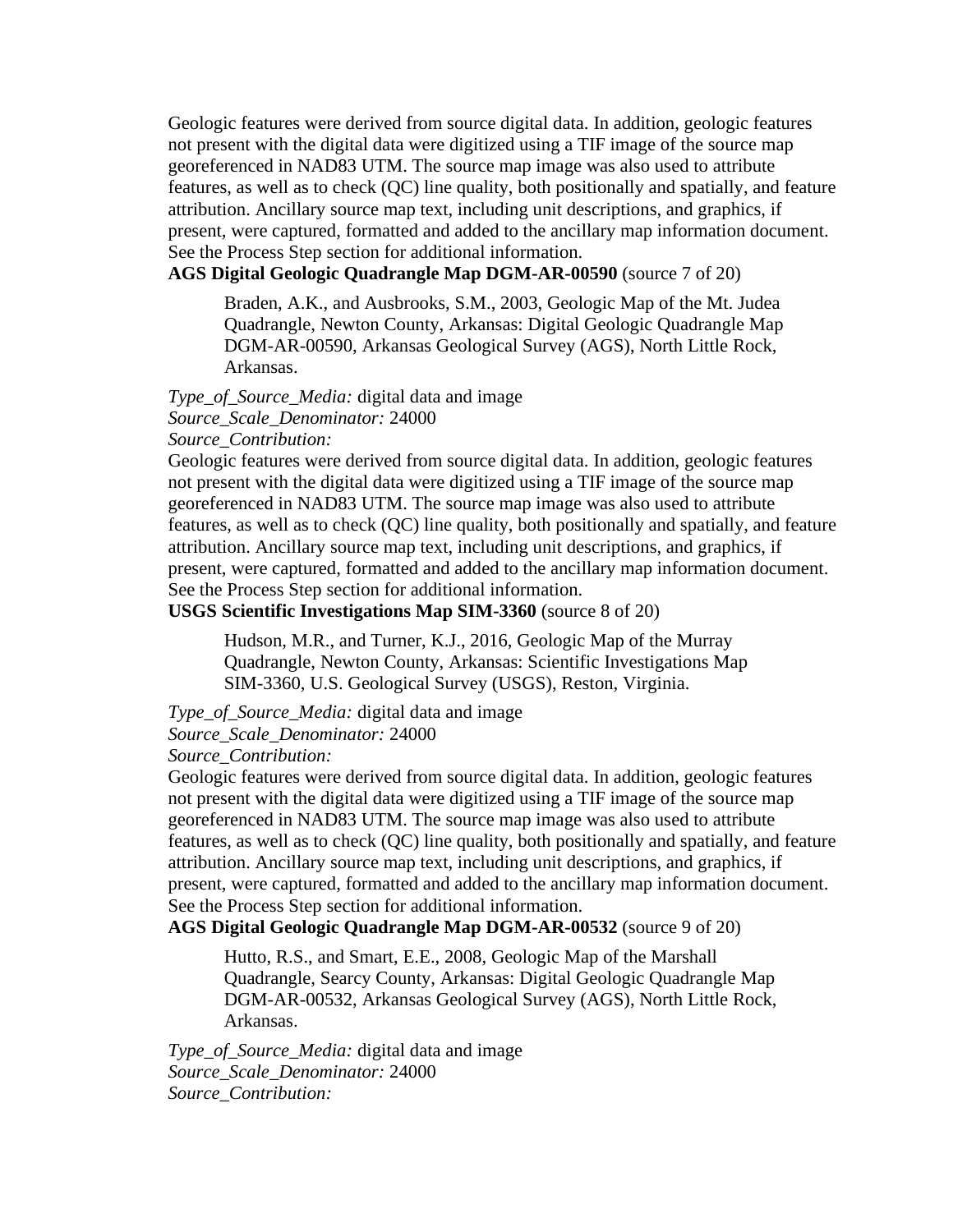Geologic features were derived from source digital data. In addition, geologic features not present with the digital data were digitized using a TIF image of the source map georeferenced in NAD83 UTM. The source map image was also used to attribute features, as well as to check (QC) line quality, both positionally and spatially, and feature attribution. Ancillary source map text, including unit descriptions, and graphics, if present, were captured, formatted and added to the ancillary map information document. See the Process Step section for additional information.

**AGS Digital Geologic Quadrangle Map DGM-AR-00590** (source 7 of 20)

> Braden, A.K., and Ausbrooks, S.M., 2003, Geologic Map of the Mt. Judea Quadrangle, Newton County, Arkansas: Digital Geologic Quadrangle Map DGM-AR-00590, Arkansas Geological Survey (AGS), North Little Rock, Arkansas.

*Type_of_Source_Media:* digital data and image
*Source_Scale_Denominator:* 24000
*Source_Contribution:*
Geologic features were derived from source digital data. In addition, geologic features not present with the digital data were digitized using a TIF image of the source map georeferenced in NAD83 UTM. The source map image was also used to attribute features, as well as to check (QC) line quality, both positionally and spatially, and feature attribution. Ancillary source map text, including unit descriptions, and graphics, if present, were captured, formatted and added to the ancillary map information document. See the Process Step section for additional information.

**USGS Scientific Investigations Map SIM-3360** (source 8 of 20)

> Hudson, M.R., and Turner, K.J., 2016, Geologic Map of the Murray Quadrangle, Newton County, Arkansas: Scientific Investigations Map SIM-3360, U.S. Geological Survey (USGS), Reston, Virginia.

*Type_of_Source_Media:* digital data and image
*Source_Scale_Denominator:* 24000
*Source_Contribution:*
Geologic features were derived from source digital data. In addition, geologic features not present with the digital data were digitized using a TIF image of the source map georeferenced in NAD83 UTM. The source map image was also used to attribute features, as well as to check (QC) line quality, both positionally and spatially, and feature attribution. Ancillary source map text, including unit descriptions, and graphics, if present, were captured, formatted and added to the ancillary map information document. See the Process Step section for additional information.

**AGS Digital Geologic Quadrangle Map DGM-AR-00532** (source 9 of 20)

> Hutto, R.S., and Smart, E.E., 2008, Geologic Map of the Marshall Quadrangle, Searcy County, Arkansas: Digital Geologic Quadrangle Map DGM-AR-00532, Arkansas Geological Survey (AGS), North Little Rock, Arkansas.

*Type_of_Source_Media:* digital data and image
*Source_Scale_Denominator:* 24000
*Source_Contribution:*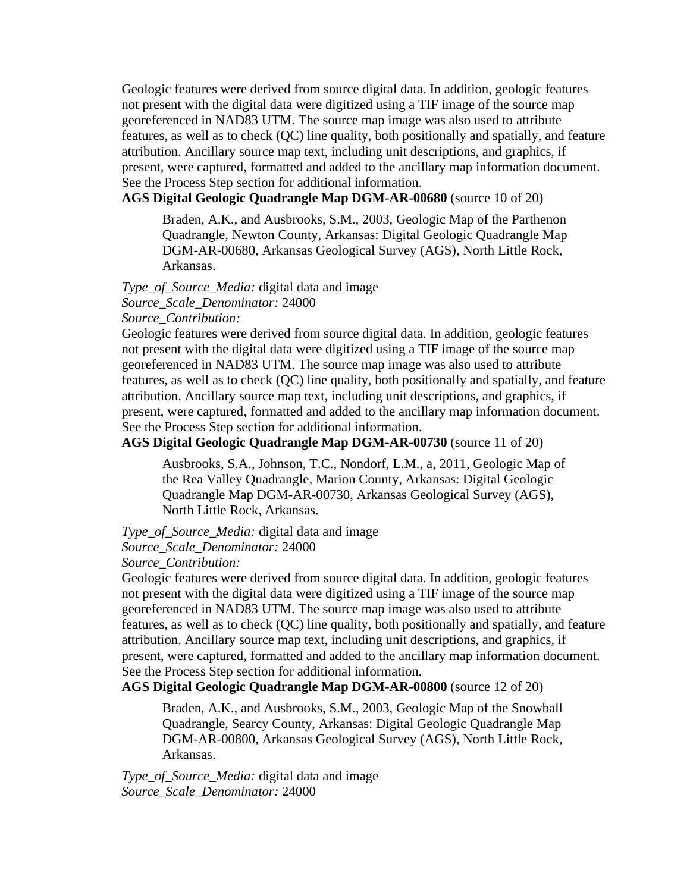Geologic features were derived from source digital data. In addition, geologic features not present with the digital data were digitized using a TIF image of the source map georeferenced in NAD83 UTM. The source map image was also used to attribute features, as well as to check (QC) line quality, both positionally and spatially, and feature attribution. Ancillary source map text, including unit descriptions, and graphics, if present, were captured, formatted and added to the ancillary map information document. See the Process Step section for additional information.

**AGS Digital Geologic Quadrangle Map DGM-AR-00680** (source 10 of 20)

> Braden, A.K., and Ausbrooks, S.M., 2003, Geologic Map of the Parthenon Quadrangle, Newton County, Arkansas: Digital Geologic Quadrangle Map DGM-AR-00680, Arkansas Geological Survey (AGS), North Little Rock, Arkansas.

*Type_of_Source_Media:* digital data and image
*Source_Scale_Denominator:* 24000
*Source_Contribution:*
Geologic features were derived from source digital data. In addition, geologic features not present with the digital data were digitized using a TIF image of the source map georeferenced in NAD83 UTM. The source map image was also used to attribute features, as well as to check (QC) line quality, both positionally and spatially, and feature attribution. Ancillary source map text, including unit descriptions, and graphics, if present, were captured, formatted and added to the ancillary map information document. See the Process Step section for additional information.

**AGS Digital Geologic Quadrangle Map DGM-AR-00730** (source 11 of 20)

> Ausbrooks, S.A., Johnson, T.C., Nondorf, L.M., a, 2011, Geologic Map of the Rea Valley Quadrangle, Marion County, Arkansas: Digital Geologic Quadrangle Map DGM-AR-00730, Arkansas Geological Survey (AGS), North Little Rock, Arkansas.

*Type_of_Source_Media:* digital data and image
*Source_Scale_Denominator:* 24000
*Source_Contribution:*
Geologic features were derived from source digital data. In addition, geologic features not present with the digital data were digitized using a TIF image of the source map georeferenced in NAD83 UTM. The source map image was also used to attribute features, as well as to check (QC) line quality, both positionally and spatially, and feature attribution. Ancillary source map text, including unit descriptions, and graphics, if present, were captured, formatted and added to the ancillary map information document. See the Process Step section for additional information.

**AGS Digital Geologic Quadrangle Map DGM-AR-00800** (source 12 of 20)

> Braden, A.K., and Ausbrooks, S.M., 2003, Geologic Map of the Snowball Quadrangle, Searcy County, Arkansas: Digital Geologic Quadrangle Map DGM-AR-00800, Arkansas Geological Survey (AGS), North Little Rock, Arkansas.

*Type_of_Source_Media:* digital data and image
*Source_Scale_Denominator:* 24000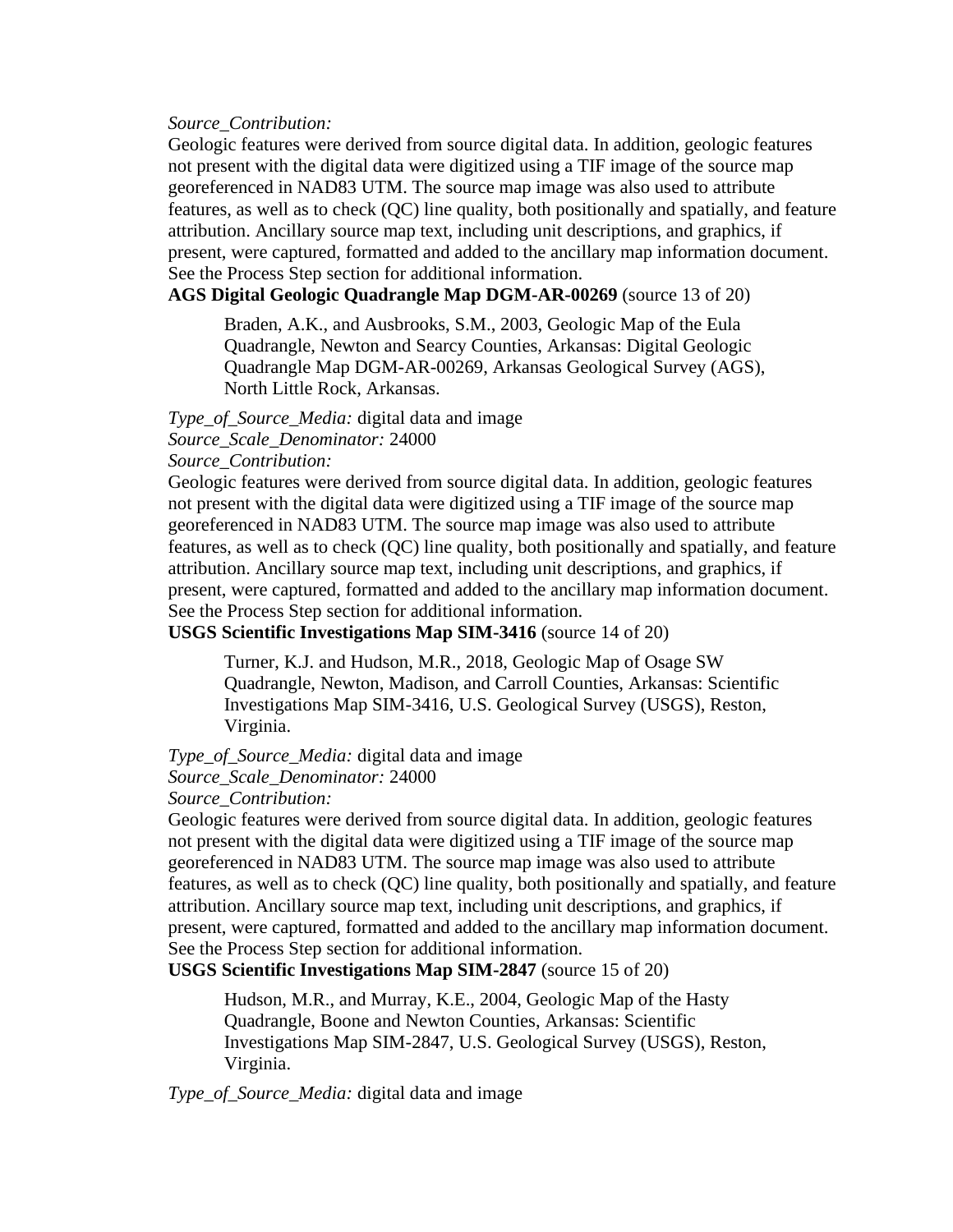*Source_Contribution:*

Geologic features were derived from source digital data. In addition, geologic features not present with the digital data were digitized using a TIF image of the source map georeferenced in NAD83 UTM. The source map image was also used to attribute features, as well as to check (QC) line quality, both positionally and spatially, and feature attribution. Ancillary source map text, including unit descriptions, and graphics, if present, were captured, formatted and added to the ancillary map information document. See the Process Step section for additional information.

**AGS Digital Geologic Quadrangle Map DGM-AR-00269** (source 13 of 20)

> Braden, A.K., and Ausbrooks, S.M., 2003, Geologic Map of the Eula Quadrangle, Newton and Searcy Counties, Arkansas: Digital Geologic Quadrangle Map DGM-AR-00269, Arkansas Geological Survey (AGS), North Little Rock, Arkansas.

*Type_of_Source_Media:* digital data and image

*Source_Scale_Denominator:* 24000

*Source_Contribution:*

Geologic features were derived from source digital data. In addition, geologic features not present with the digital data were digitized using a TIF image of the source map georeferenced in NAD83 UTM. The source map image was also used to attribute features, as well as to check (QC) line quality, both positionally and spatially, and feature attribution. Ancillary source map text, including unit descriptions, and graphics, if present, were captured, formatted and added to the ancillary map information document. See the Process Step section for additional information.

**USGS Scientific Investigations Map SIM-3416** (source 14 of 20)

> Turner, K.J. and Hudson, M.R., 2018, Geologic Map of Osage SW Quadrangle, Newton, Madison, and Carroll Counties, Arkansas: Scientific Investigations Map SIM-3416, U.S. Geological Survey (USGS), Reston, Virginia.

*Type_of_Source_Media:* digital data and image

*Source_Scale_Denominator:* 24000

*Source_Contribution:*

Geologic features were derived from source digital data. In addition, geologic features not present with the digital data were digitized using a TIF image of the source map georeferenced in NAD83 UTM. The source map image was also used to attribute features, as well as to check (QC) line quality, both positionally and spatially, and feature attribution. Ancillary source map text, including unit descriptions, and graphics, if present, were captured, formatted and added to the ancillary map information document. See the Process Step section for additional information.

**USGS Scientific Investigations Map SIM-2847** (source 15 of 20)

> Hudson, M.R., and Murray, K.E., 2004, Geologic Map of the Hasty Quadrangle, Boone and Newton Counties, Arkansas: Scientific Investigations Map SIM-2847, U.S. Geological Survey (USGS), Reston, Virginia.

*Type_of_Source_Media:* digital data and image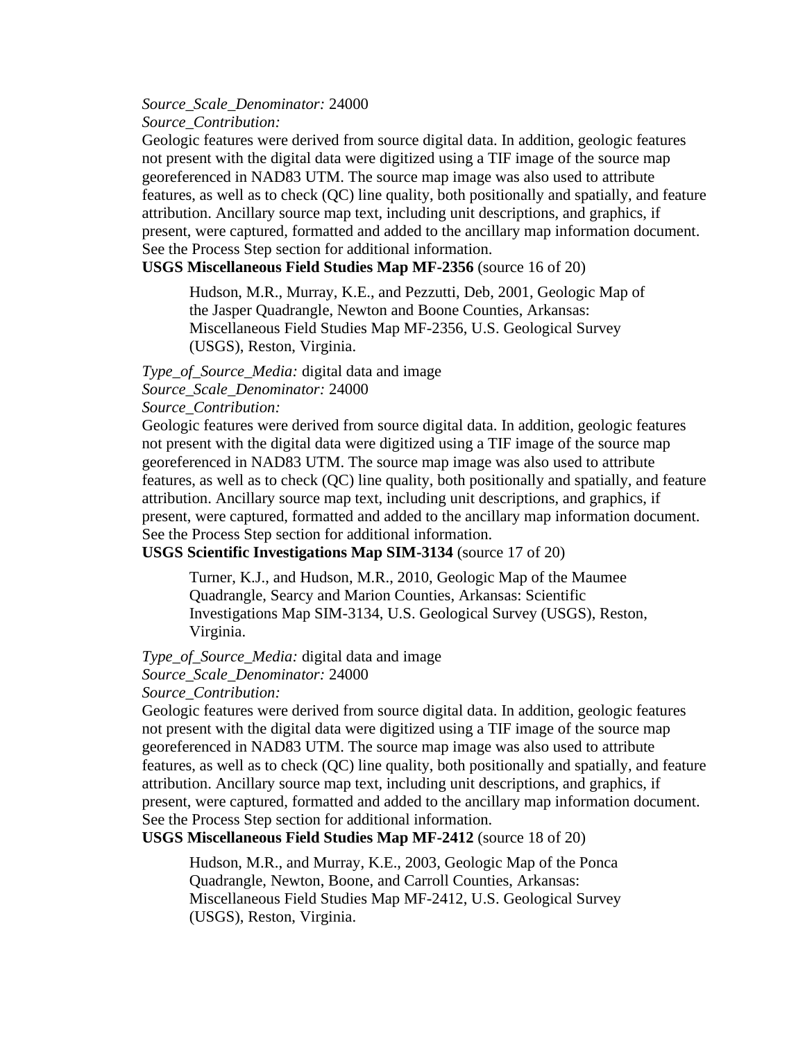*Source_Scale_Denominator:* 24000
*Source_Contribution:*
Geologic features were derived from source digital data. In addition, geologic features not present with the digital data were digitized using a TIF image of the source map georeferenced in NAD83 UTM. The source map image was also used to attribute features, as well as to check (QC) line quality, both positionally and spatially, and feature attribution. Ancillary source map text, including unit descriptions, and graphics, if present, were captured, formatted and added to the ancillary map information document. See the Process Step section for additional information.

**USGS Miscellaneous Field Studies Map MF-2356** (source 16 of 20)

> Hudson, M.R., Murray, K.E., and Pezzutti, Deb, 2001, Geologic Map of the Jasper Quadrangle, Newton and Boone Counties, Arkansas: Miscellaneous Field Studies Map MF-2356, U.S. Geological Survey (USGS), Reston, Virginia.

*Type_of_Source_Media:* digital data and image
*Source_Scale_Denominator:* 24000
*Source_Contribution:*
Geologic features were derived from source digital data. In addition, geologic features not present with the digital data were digitized using a TIF image of the source map georeferenced in NAD83 UTM. The source map image was also used to attribute features, as well as to check (QC) line quality, both positionally and spatially, and feature attribution. Ancillary source map text, including unit descriptions, and graphics, if present, were captured, formatted and added to the ancillary map information document. See the Process Step section for additional information.

**USGS Scientific Investigations Map SIM-3134** (source 17 of 20)

> Turner, K.J., and Hudson, M.R., 2010, Geologic Map of the Maumee Quadrangle, Searcy and Marion Counties, Arkansas: Scientific Investigations Map SIM-3134, U.S. Geological Survey (USGS), Reston, Virginia.

*Type_of_Source_Media:* digital data and image
*Source_Scale_Denominator:* 24000
*Source_Contribution:*
Geologic features were derived from source digital data. In addition, geologic features not present with the digital data were digitized using a TIF image of the source map georeferenced in NAD83 UTM. The source map image was also used to attribute features, as well as to check (QC) line quality, both positionally and spatially, and feature attribution. Ancillary source map text, including unit descriptions, and graphics, if present, were captured, formatted and added to the ancillary map information document. See the Process Step section for additional information.

**USGS Miscellaneous Field Studies Map MF-2412** (source 18 of 20)

> Hudson, M.R., and Murray, K.E., 2003, Geologic Map of the Ponca Quadrangle, Newton, Boone, and Carroll Counties, Arkansas: Miscellaneous Field Studies Map MF-2412, U.S. Geological Survey (USGS), Reston, Virginia.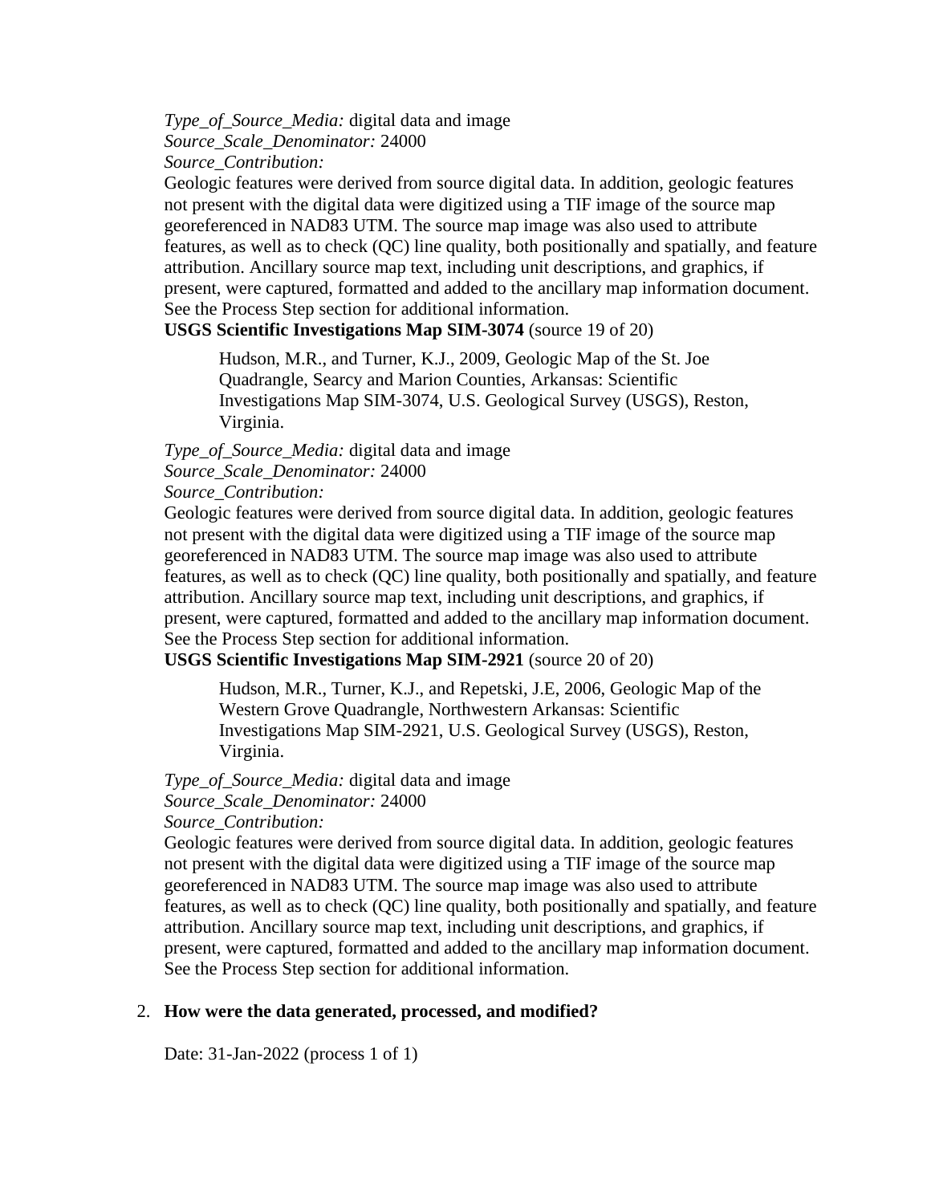*Type_of_Source_Media:* digital data and image
*Source_Scale_Denominator:* 24000
*Source_Contribution:*
Geologic features were derived from source digital data. In addition, geologic features not present with the digital data were digitized using a TIF image of the source map georeferenced in NAD83 UTM. The source map image was also used to attribute features, as well as to check (QC) line quality, both positionally and spatially, and feature attribution. Ancillary source map text, including unit descriptions, and graphics, if present, were captured, formatted and added to the ancillary map information document. See the Process Step section for additional information.

**USGS Scientific Investigations Map SIM-3074** (source 19 of 20)

> Hudson, M.R., and Turner, K.J., 2009, Geologic Map of the St. Joe Quadrangle, Searcy and Marion Counties, Arkansas: Scientific Investigations Map SIM-3074, U.S. Geological Survey (USGS), Reston, Virginia.

*Type_of_Source_Media:* digital data and image
*Source_Scale_Denominator:* 24000
*Source_Contribution:*
Geologic features were derived from source digital data. In addition, geologic features not present with the digital data were digitized using a TIF image of the source map georeferenced in NAD83 UTM. The source map image was also used to attribute features, as well as to check (QC) line quality, both positionally and spatially, and feature attribution. Ancillary source map text, including unit descriptions, and graphics, if present, were captured, formatted and added to the ancillary map information document. See the Process Step section for additional information.

**USGS Scientific Investigations Map SIM-2921** (source 20 of 20)

> Hudson, M.R., Turner, K.J., and Repetski, J.E, 2006, Geologic Map of the Western Grove Quadrangle, Northwestern Arkansas: Scientific Investigations Map SIM-2921, U.S. Geological Survey (USGS), Reston, Virginia.

*Type_of_Source_Media:* digital data and image
*Source_Scale_Denominator:* 24000
*Source_Contribution:*
Geologic features were derived from source digital data. In addition, geologic features not present with the digital data were digitized using a TIF image of the source map georeferenced in NAD83 UTM. The source map image was also used to attribute features, as well as to check (QC) line quality, both positionally and spatially, and feature attribution. Ancillary source map text, including unit descriptions, and graphics, if present, were captured, formatted and added to the ancillary map information document. See the Process Step section for additional information.

2. **How were the data generated, processed, and modified?**

   Date: 31-Jan-2022 (process 1 of 1)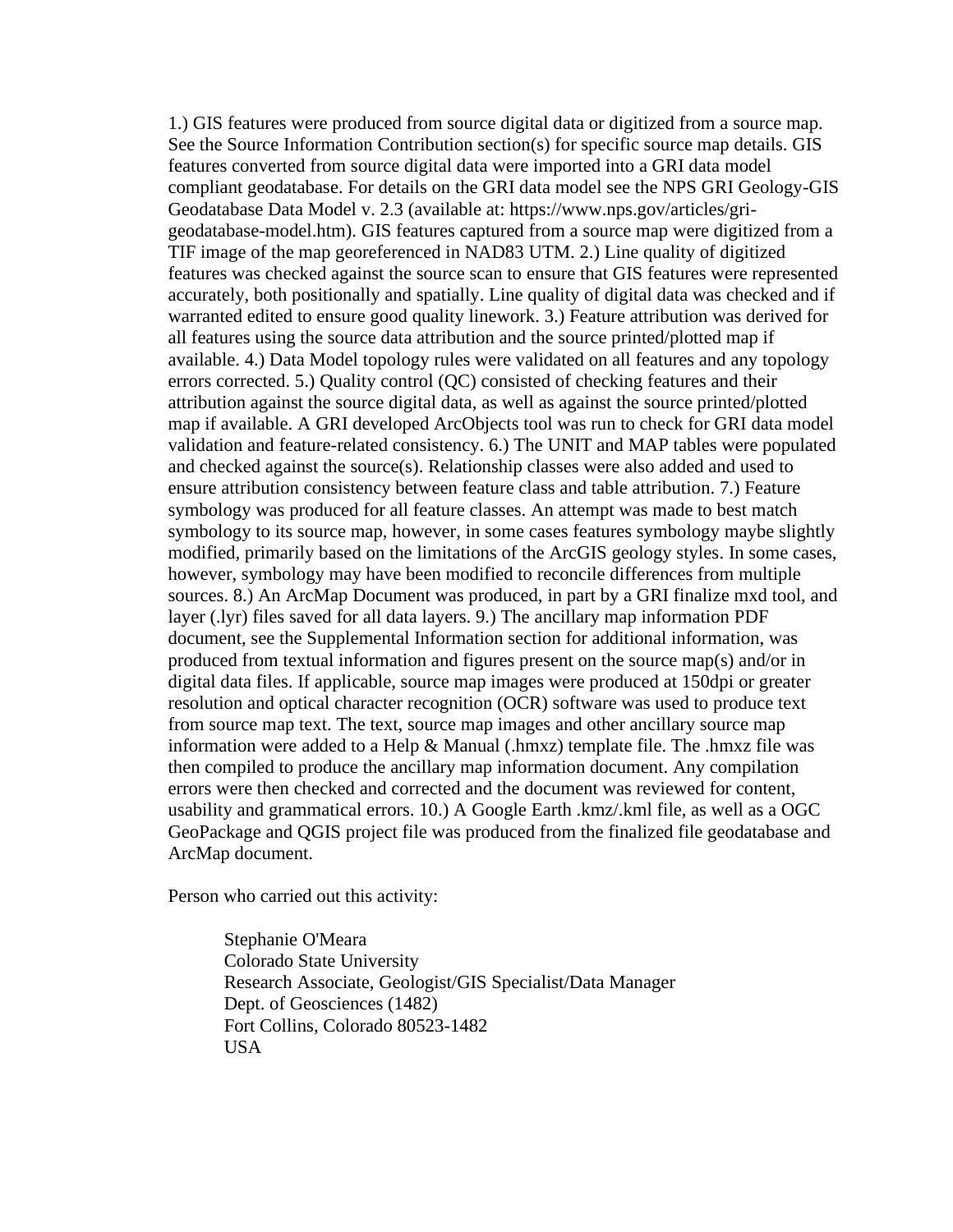1.) GIS features were produced from source digital data or digitized from a source map. See the Source Information Contribution section(s) for specific source map details. GIS features converted from source digital data were imported into a GRI data model compliant geodatabase. For details on the GRI data model see the NPS GRI Geology-GIS Geodatabase Data Model v. 2.3 (available at: https://www.nps.gov/articles/gri-geodatabase-model.htm). GIS features captured from a source map were digitized from a TIF image of the map georeferenced in NAD83 UTM. 2.) Line quality of digitized features was checked against the source scan to ensure that GIS features were represented accurately, both positionally and spatially. Line quality of digital data was checked and if warranted edited to ensure good quality linework. 3.) Feature attribution was derived for all features using the source data attribution and the source printed/plotted map if available. 4.) Data Model topology rules were validated on all features and any topology errors corrected. 5.) Quality control (QC) consisted of checking features and their attribution against the source digital data, as well as against the source printed/plotted map if available. A GRI developed ArcObjects tool was run to check for GRI data model validation and feature-related consistency. 6.) The UNIT and MAP tables were populated and checked against the source(s). Relationship classes were also added and used to ensure attribution consistency between feature class and table attribution. 7.) Feature symbology was produced for all feature classes. An attempt was made to best match symbology to its source map, however, in some cases features symbology maybe slightly modified, primarily based on the limitations of the ArcGIS geology styles. In some cases, however, symbology may have been modified to reconcile differences from multiple sources. 8.) An ArcMap Document was produced, in part by a GRI finalize mxd tool, and layer (.lyr) files saved for all data layers. 9.) The ancillary map information PDF document, see the Supplemental Information section for additional information, was produced from textual information and figures present on the source map(s) and/or in digital data files. If applicable, source map images were produced at 150dpi or greater resolution and optical character recognition (OCR) software was used to produce text from source map text. The text, source map images and other ancillary source map information were added to a Help & Manual (.hmxz) template file. The .hmxz file was then compiled to produce the ancillary map information document. Any compilation errors were then checked and corrected and the document was reviewed for content, usability and grammatical errors. 10.) A Google Earth .kmz/.kml file, as well as a OGC GeoPackage and QGIS project file was produced from the finalized file geodatabase and ArcMap document.

Person who carried out this activity:

Stephanie O'Meara
Colorado State University
Research Associate, Geologist/GIS Specialist/Data Manager
Dept. of Geosciences (1482)
Fort Collins, Colorado 80523-1482
USA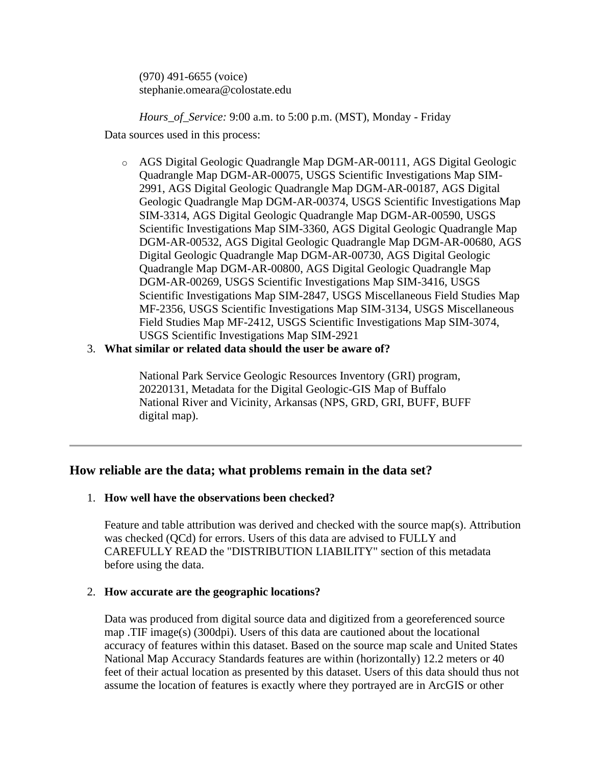(970) 491-6655 (voice)
stephanie.omeara@colostate.edu

*Hours_of_Service:* 9:00 a.m. to 5:00 p.m. (MST), Monday - Friday

Data sources used in this process:

- AGS Digital Geologic Quadrangle Map DGM-AR-00111, AGS Digital Geologic Quadrangle Map DGM-AR-00075, USGS Scientific Investigations Map SIM-2991, AGS Digital Geologic Quadrangle Map DGM-AR-00187, AGS Digital Geologic Quadrangle Map DGM-AR-00374, USGS Scientific Investigations Map SIM-3314, AGS Digital Geologic Quadrangle Map DGM-AR-00590, USGS Scientific Investigations Map SIM-3360, AGS Digital Geologic Quadrangle Map DGM-AR-00532, AGS Digital Geologic Quadrangle Map DGM-AR-00680, AGS Digital Geologic Quadrangle Map DGM-AR-00730, AGS Digital Geologic Quadrangle Map DGM-AR-00800, AGS Digital Geologic Quadrangle Map DGM-AR-00269, USGS Scientific Investigations Map SIM-3416, USGS Scientific Investigations Map SIM-2847, USGS Miscellaneous Field Studies Map MF-2356, USGS Scientific Investigations Map SIM-3134, USGS Miscellaneous Field Studies Map MF-2412, USGS Scientific Investigations Map SIM-3074, USGS Scientific Investigations Map SIM-2921

3. **What similar or related data should the user be aware of?**

   National Park Service Geologic Resources Inventory (GRI) program, 20220131, Metadata for the Digital Geologic-GIS Map of Buffalo National River and Vicinity, Arkansas (NPS, GRD, GRI, BUFF, BUFF digital map).

---

## How reliable are the data; what problems remain in the data set?

1. **How well have the observations been checked?**

   Feature and table attribution was derived and checked with the source map(s). Attribution was checked (QCd) for errors. Users of this data are advised to FULLY and CAREFULLY READ the "DISTRIBUTION LIABILITY" section of this metadata before using the data.

2. **How accurate are the geographic locations?**

   Data was produced from digital source data and digitized from a georeferenced source map .TIF image(s) (300dpi). Users of this data are cautioned about the locational accuracy of features within this dataset. Based on the source map scale and United States National Map Accuracy Standards features are within (horizontally) 12.2 meters or 40 feet of their actual location as presented by this dataset. Users of this data should thus not assume the location of features is exactly where they portrayed are in ArcGIS or other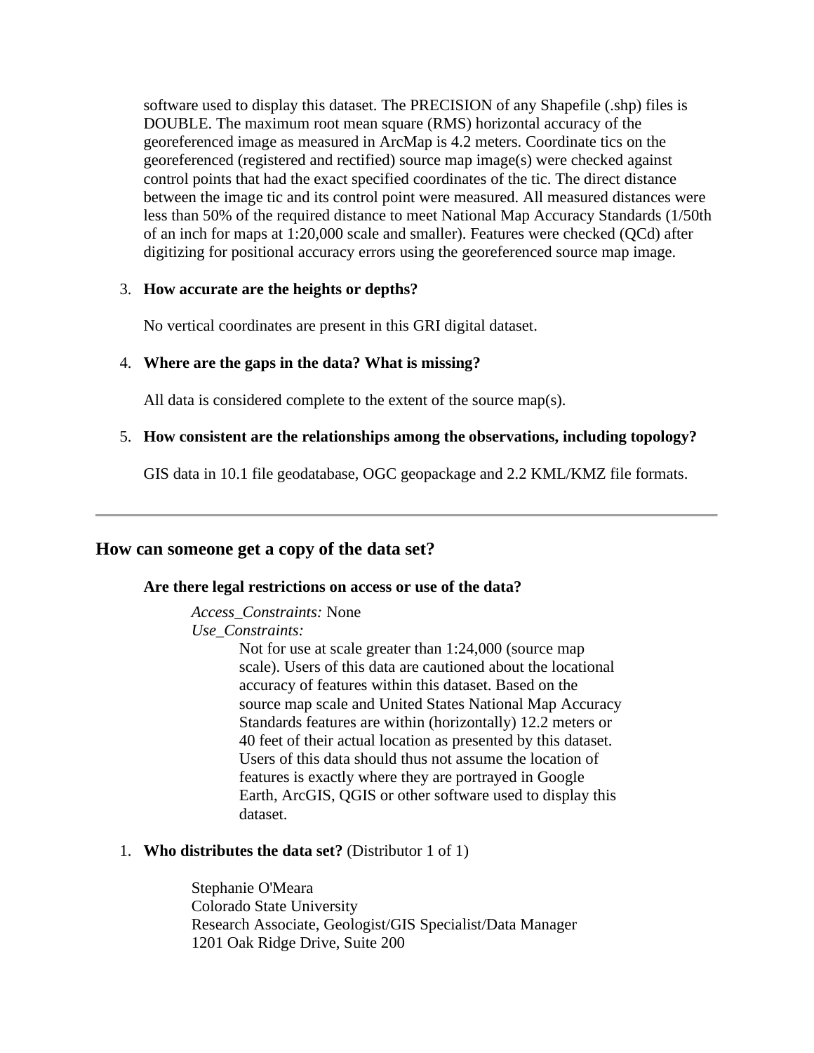software used to display this dataset. The PRECISION of any Shapefile (.shp) files is DOUBLE. The maximum root mean square (RMS) horizontal accuracy of the georeferenced image as measured in ArcMap is 4.2 meters. Coordinate tics on the georeferenced (registered and rectified) source map image(s) were checked against control points that had the exact specified coordinates of the tic. The direct distance between the image tic and its control point were measured. All measured distances were less than 50% of the required distance to meet National Map Accuracy Standards (1/50th of an inch for maps at 1:20,000 scale and smaller). Features were checked (QCd) after digitizing for positional accuracy errors using the georeferenced source map image.

3. **How accurate are the heights or depths?**

   No vertical coordinates are present in this GRI digital dataset.

4. **Where are the gaps in the data? What is missing?**

   All data is considered complete to the extent of the source map(s).

5. **How consistent are the relationships among the observations, including topology?**

   GIS data in 10.1 file geodatabase, OGC geopackage and 2.2 KML/KMZ file formats.

---

## How can someone get a copy of the data set?

**Are there legal restrictions on access or use of the data?**

> *Access_Constraints:* None
> *Use_Constraints:*
> > Not for use at scale greater than 1:24,000 (source map scale). Users of this data are cautioned about the locational accuracy of features within this dataset. Based on the source map scale and United States National Map Accuracy Standards features are within (horizontally) 12.2 meters or 40 feet of their actual location as presented by this dataset. Users of this data should thus not assume the location of features is exactly where they are portrayed in Google Earth, ArcGIS, QGIS or other software used to display this dataset.

1. **Who distributes the data set?** (Distributor 1 of 1)

   > Stephanie O'Meara
   > Colorado State University
   > Research Associate, Geologist/GIS Specialist/Data Manager
   > 1201 Oak Ridge Drive, Suite 200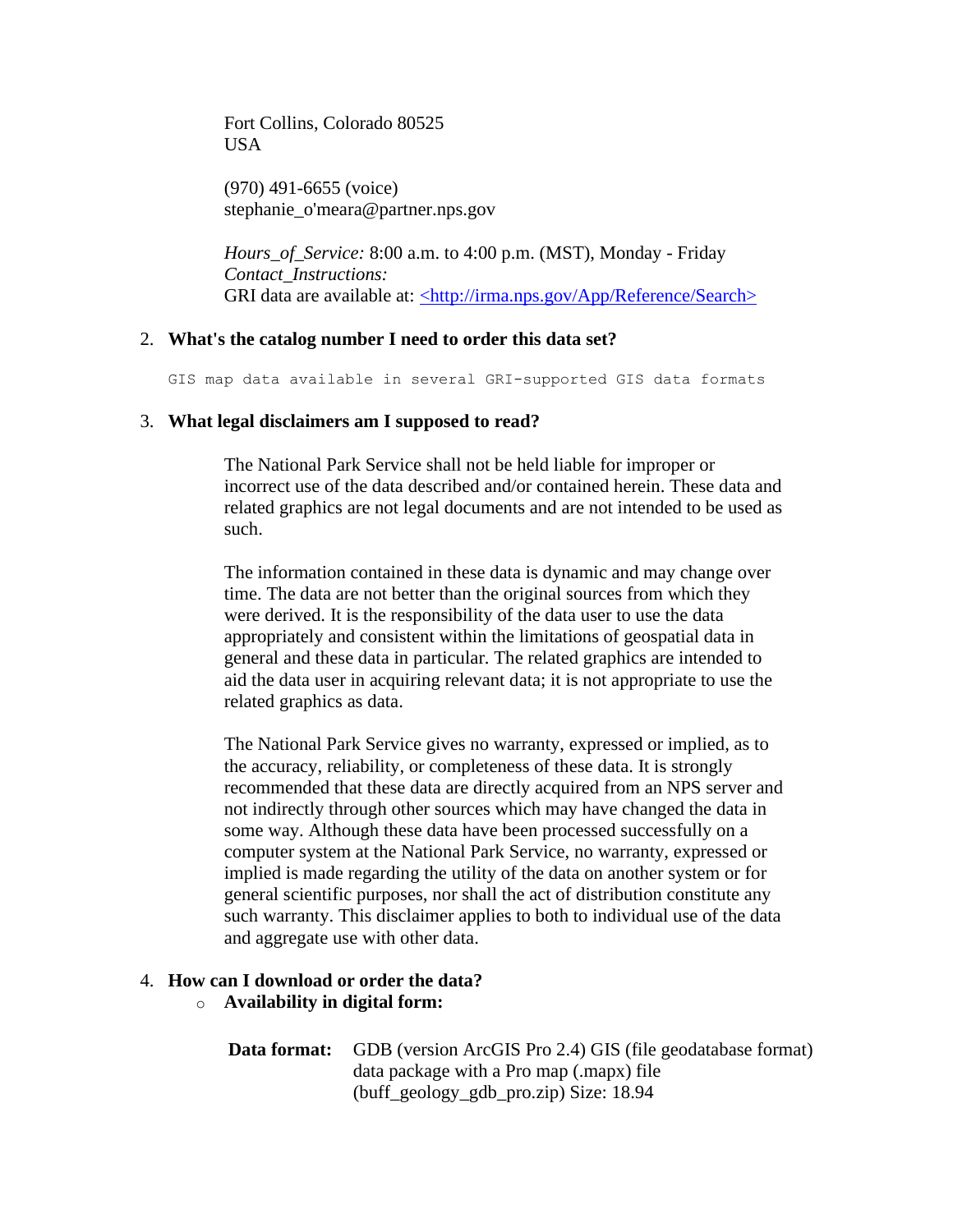Fort Collins, Colorado 80525
USA

(970) 491-6655 (voice)
stephanie_o'meara@partner.nps.gov

*Hours_of_Service:* 8:00 a.m. to 4:00 p.m. (MST), Monday - Friday
*Contact_Instructions:*
GRI data are available at: <http://irma.nps.gov/App/Reference/Search>

2. **What's the catalog number I need to order this data set?**

   ```
   GIS map data available in several GRI-supported GIS data formats
   ```

3. **What legal disclaimers am I supposed to read?**

   The National Park Service shall not be held liable for improper or incorrect use of the data described and/or contained herein. These data and related graphics are not legal documents and are not intended to be used as such.

   The information contained in these data is dynamic and may change over time. The data are not better than the original sources from which they were derived. It is the responsibility of the data user to use the data appropriately and consistent within the limitations of geospatial data in general and these data in particular. The related graphics are intended to aid the data user in acquiring relevant data; it is not appropriate to use the related graphics as data.

   The National Park Service gives no warranty, expressed or implied, as to the accuracy, reliability, or completeness of these data. It is strongly recommended that these data are directly acquired from an NPS server and not indirectly through other sources which may have changed the data in some way. Although these data have been processed successfully on a computer system at the National Park Service, no warranty, expressed or implied is made regarding the utility of the data on another system or for general scientific purposes, nor shall the act of distribution constitute any such warranty. This disclaimer applies to both to individual use of the data and aggregate use with other data.

4. **How can I download or order the data?**
   - **Availability in digital form:**

     **Data format:** GDB (version ArcGIS Pro 2.4) GIS (file geodatabase format) data package with a Pro map (.mapx) file (buff_geology_gdb_pro.zip) Size: 18.94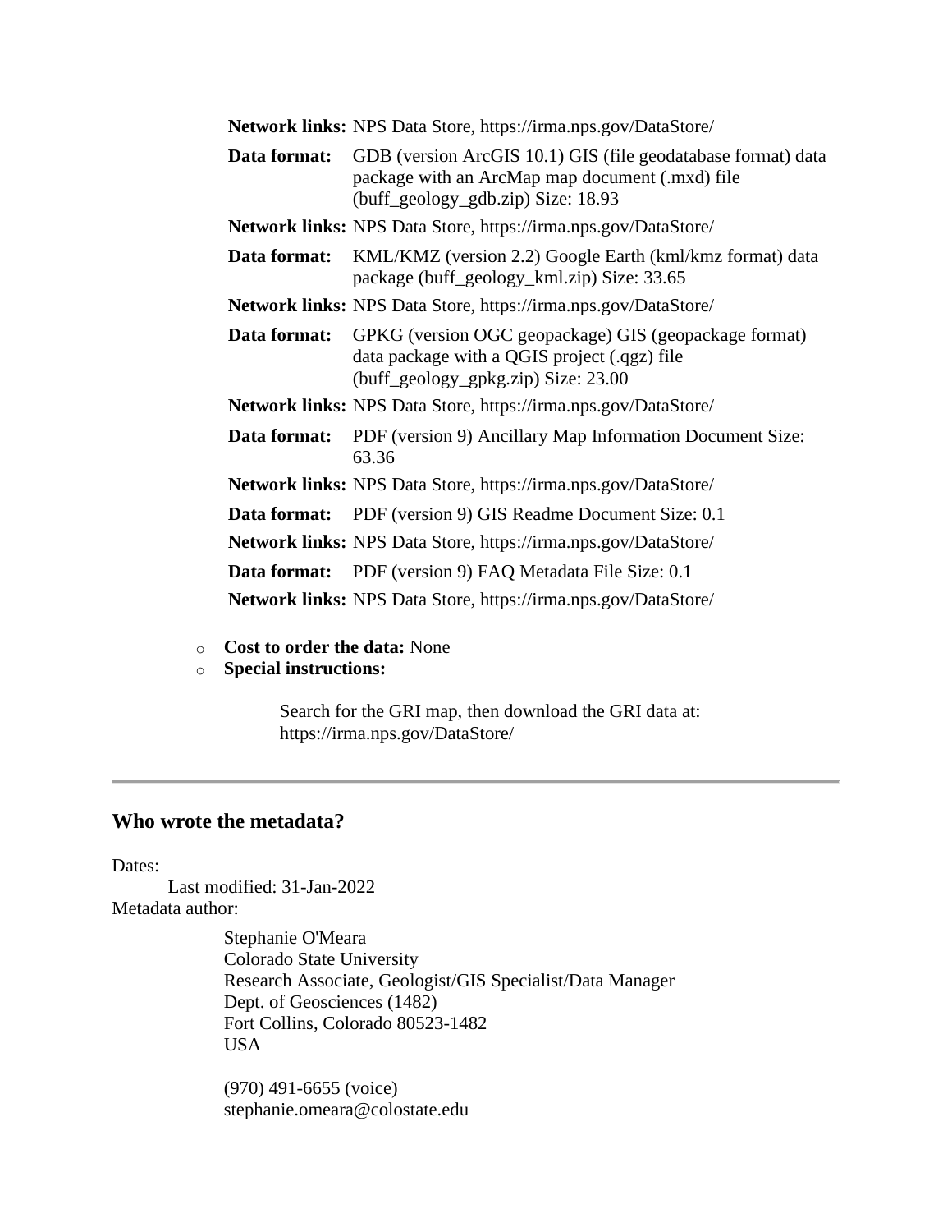**Network links:** NPS Data Store, https://irma.nps.gov/DataStore/

**Data format:** GDB (version ArcGIS 10.1) GIS (file geodatabase format) data package with an ArcMap map document (.mxd) file (buff_geology_gdb.zip) Size: 18.93

**Network links:** NPS Data Store, https://irma.nps.gov/DataStore/

**Data format:** KML/KMZ (version 2.2) Google Earth (kml/kmz format) data package (buff_geology_kml.zip) Size: 33.65

**Network links:** NPS Data Store, https://irma.nps.gov/DataStore/

**Data format:** GPKG (version OGC geopackage) GIS (geopackage format) data package with a QGIS project (.qgz) file (buff_geology_gpkg.zip) Size: 23.00

**Network links:** NPS Data Store, https://irma.nps.gov/DataStore/

**Data format:** PDF (version 9) Ancillary Map Information Document Size: 63.36

**Network links:** NPS Data Store, https://irma.nps.gov/DataStore/

**Data format:** PDF (version 9) GIS Readme Document Size: 0.1

**Network links:** NPS Data Store, https://irma.nps.gov/DataStore/

**Data format:** PDF (version 9) FAQ Metadata File Size: 0.1

**Network links:** NPS Data Store, https://irma.nps.gov/DataStore/

- **Cost to order the data:** None
- **Special instructions:**

  Search for the GRI map, then download the GRI data at: https://irma.nps.gov/DataStore/

---

## Who wrote the metadata?

Dates:
  Last modified: 31-Jan-2022

Metadata author:

Stephanie O'Meara
Colorado State University
Research Associate, Geologist/GIS Specialist/Data Manager
Dept. of Geosciences (1482)
Fort Collins, Colorado 80523-1482
USA

(970) 491-6655 (voice)
stephanie.omeara@colostate.edu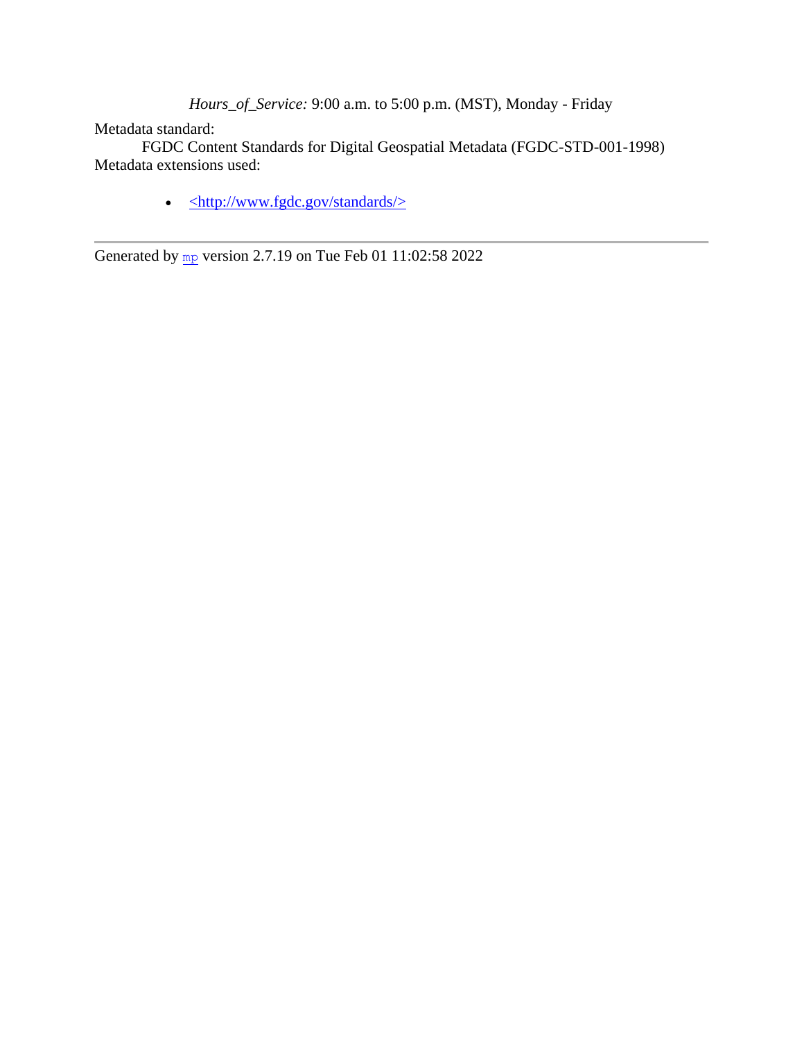*Hours_of_Service:* 9:00 a.m. to 5:00 p.m. (MST), Monday - Friday

Metadata standard:
FGDC Content Standards for Digital Geospatial Metadata (FGDC-STD-001-1998)

Metadata extensions used:

- <http://www.fgdc.gov/standards/>

---

Generated by mp version 2.7.19 on Tue Feb 01 11:02:58 2022